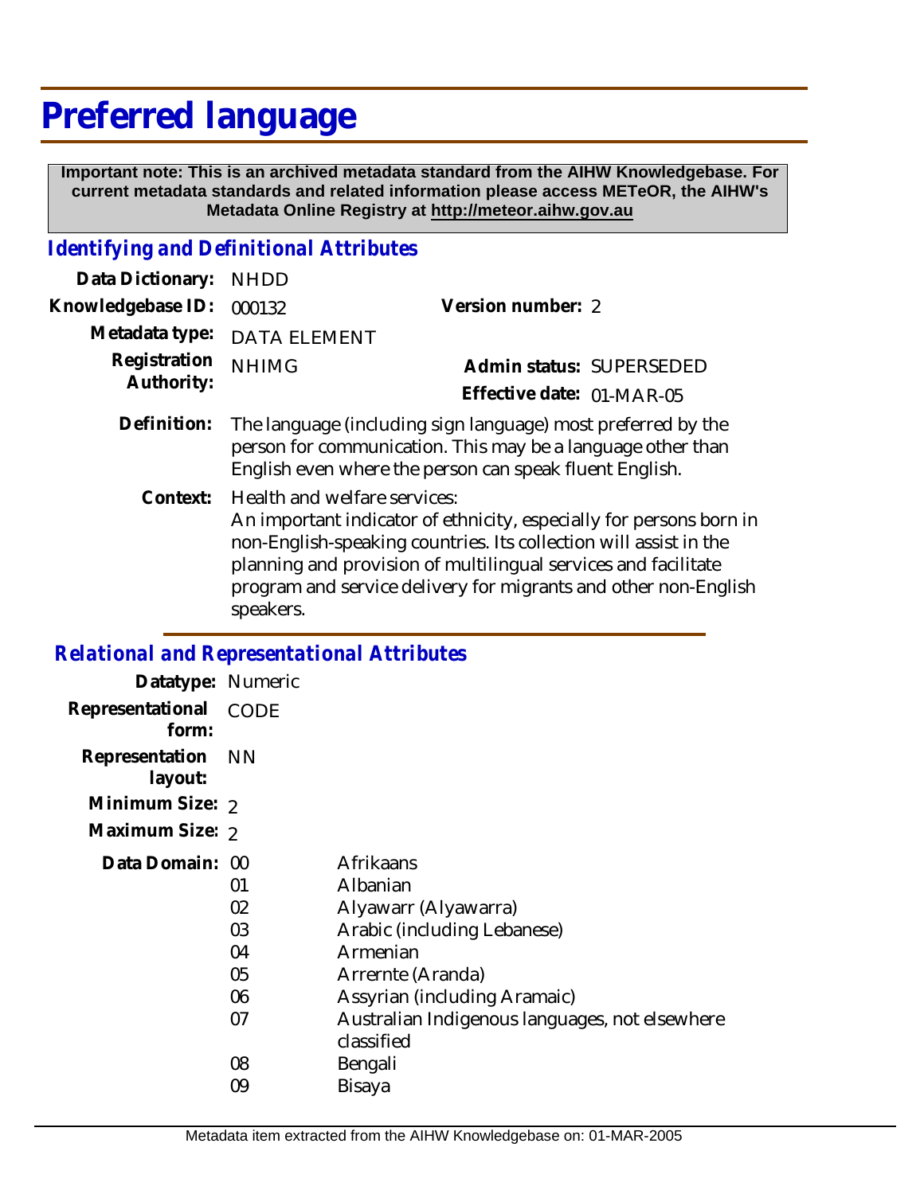# Preferred language

**Important note: This is an archived metadata standard from the AIHW Knowledgebase. For current metadata standards and related information please access METeOR, the AIHW's Metadata Online Registry at http://meteor.aihw.gov.au**

## *Identifying and Definitional Attributes*

**Data Dictionary:** NHDD

**Knowledgebase ID:** 000132

**Version number:** 2

**Metadata type:** DATA ELEMENT

**Registration Authority:** NHIMG

**Admin status:** SUPERSEDED

**Effective date:** 01-MAR-05

**Definition:** The language (including sign language) most preferred by the person for communication. This may be a language other than English even where the person can speak fluent English.

**Context:** Health and welfare services:
An important indicator of ethnicity, especially for persons born in non-English-speaking countries. Its collection will assist in the planning and provision of multilingual services and facilitate program and service delivery for migrants and other non-English speakers.

## *Relational and Representational Attributes*

**Datatype:** Numeric

**Representational form:** CODE

**Representation layout:** NN

**Minimum Size:** 2

**Maximum Size:** 2

**Data Domain:**

| Code | Language |
|---|---|
| 00 | Afrikaans |
| 01 | Albanian |
| 02 | Alyawarr (Alyawarra) |
| 03 | Arabic (including Lebanese) |
| 04 | Armenian |
| 05 | Arrernte (Aranda) |
| 06 | Assyrian (including Aramaic) |
| 07 | Australian Indigenous languages, not elsewhere classified |
| 08 | Bengali |
| 09 | Bisaya |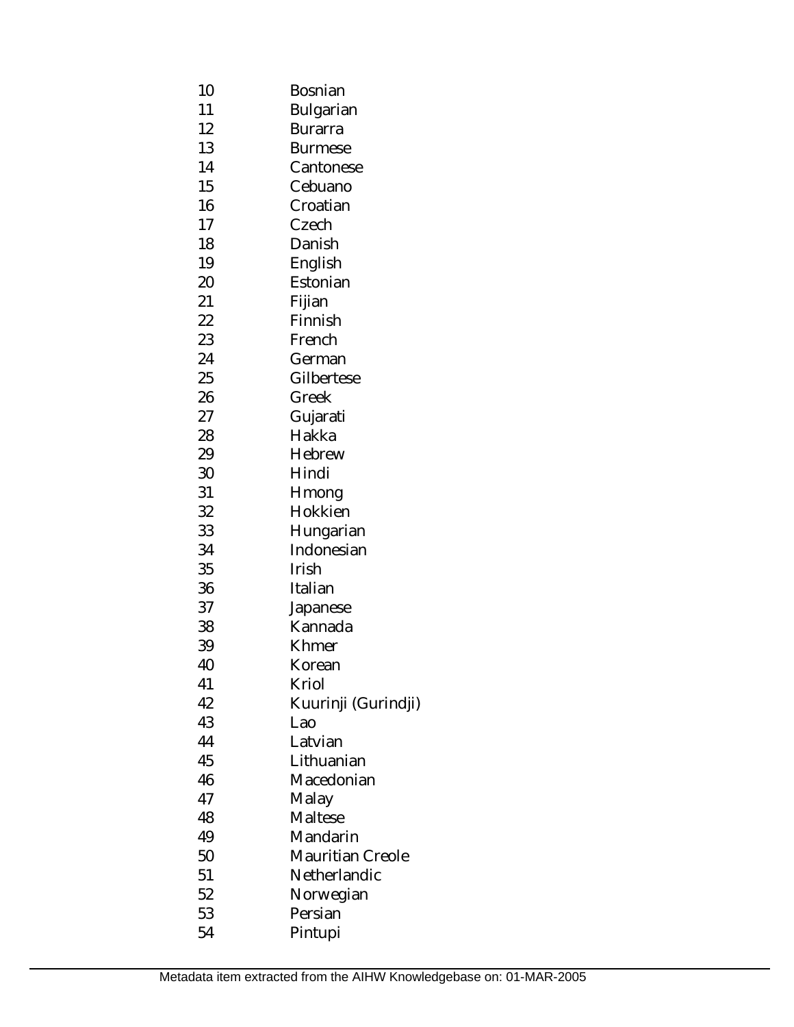| | |
|---|---|
| 10 | Bosnian |
| 11 | Bulgarian |
| 12 | Burarra |
| 13 | Burmese |
| 14 | Cantonese |
| 15 | Cebuano |
| 16 | Croatian |
| 17 | Czech |
| 18 | Danish |
| 19 | English |
| 20 | Estonian |
| 21 | Fijian |
| 22 | Finnish |
| 23 | French |
| 24 | German |
| 25 | Gilbertese |
| 26 | Greek |
| 27 | Gujarati |
| 28 | Hakka |
| 29 | Hebrew |
| 30 | Hindi |
| 31 | Hmong |
| 32 | Hokkien |
| 33 | Hungarian |
| 34 | Indonesian |
| 35 | Irish |
| 36 | Italian |
| 37 | Japanese |
| 38 | Kannada |
| 39 | Khmer |
| 40 | Korean |
| 41 | Kriol |
| 42 | Kuurinji (Gurindji) |
| 43 | Lao |
| 44 | Latvian |
| 45 | Lithuanian |
| 46 | Macedonian |
| 47 | Malay |
| 48 | Maltese |
| 49 | Mandarin |
| 50 | Mauritian Creole |
| 51 | Netherlandic |
| 52 | Norwegian |
| 53 | Persian |
| 54 | Pintupi |

Metadata item extracted from the AIHW Knowledgebase on: 01-MAR-2005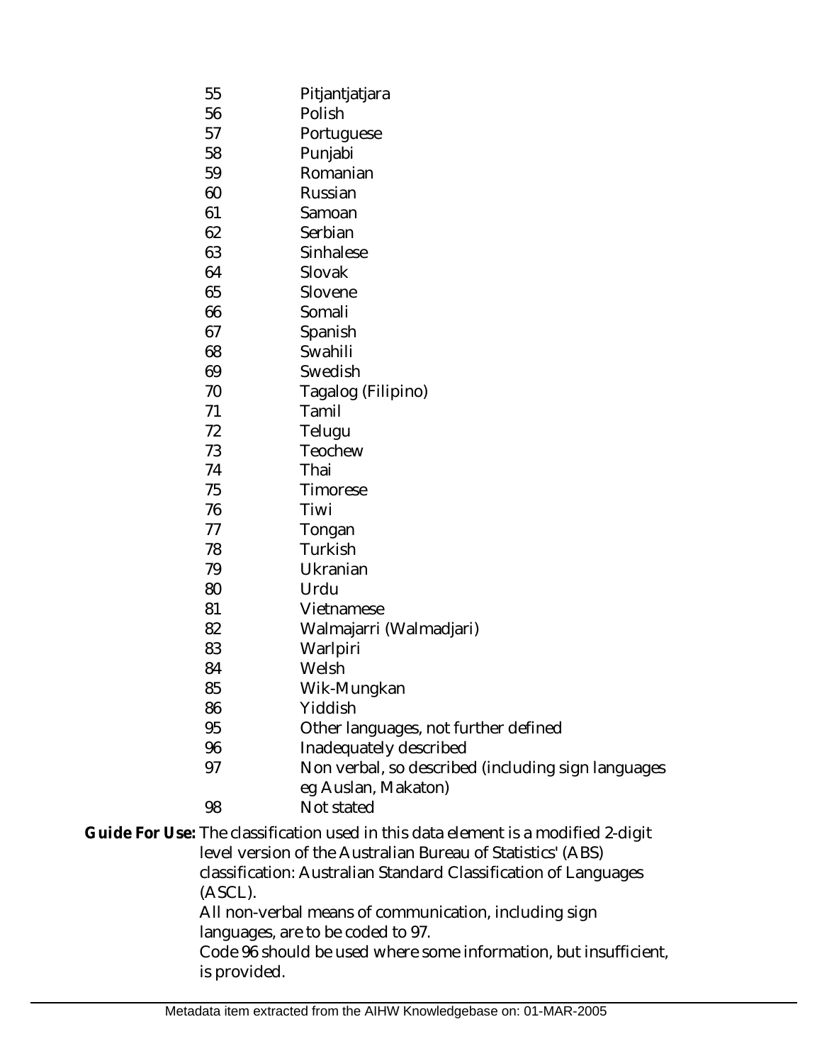| | |
|---|---|
| 55 | Pitjantjatjara |
| 56 | Polish |
| 57 | Portuguese |
| 58 | Punjabi |
| 59 | Romanian |
| 60 | Russian |
| 61 | Samoan |
| 62 | Serbian |
| 63 | Sinhalese |
| 64 | Slovak |
| 65 | Slovene |
| 66 | Somali |
| 67 | Spanish |
| 68 | Swahili |
| 69 | Swedish |
| 70 | Tagalog (Filipino) |
| 71 | Tamil |
| 72 | Telugu |
| 73 | Teochew |
| 74 | Thai |
| 75 | Timorese |
| 76 | Tiwi |
| 77 | Tongan |
| 78 | Turkish |
| 79 | Ukranian |
| 80 | Urdu |
| 81 | Vietnamese |
| 82 | Walmajarri (Walmadjari) |
| 83 | Warlpiri |
| 84 | Welsh |
| 85 | Wik-Mungkan |
| 86 | Yiddish |
| 95 | Other languages, not further defined |
| 96 | Inadequately described |
| 97 | Non verbal, so described (including sign languages eg Auslan, Makaton) |
| 98 | Not stated |

**Guide For Use:** The classification used in this data element is a modified 2-digit level version of the Australian Bureau of Statistics' (ABS) classification: Australian Standard Classification of Languages (ASCL).
All non-verbal means of communication, including sign languages, are to be coded to 97.
Code 96 should be used where some information, but insufficient, is provided.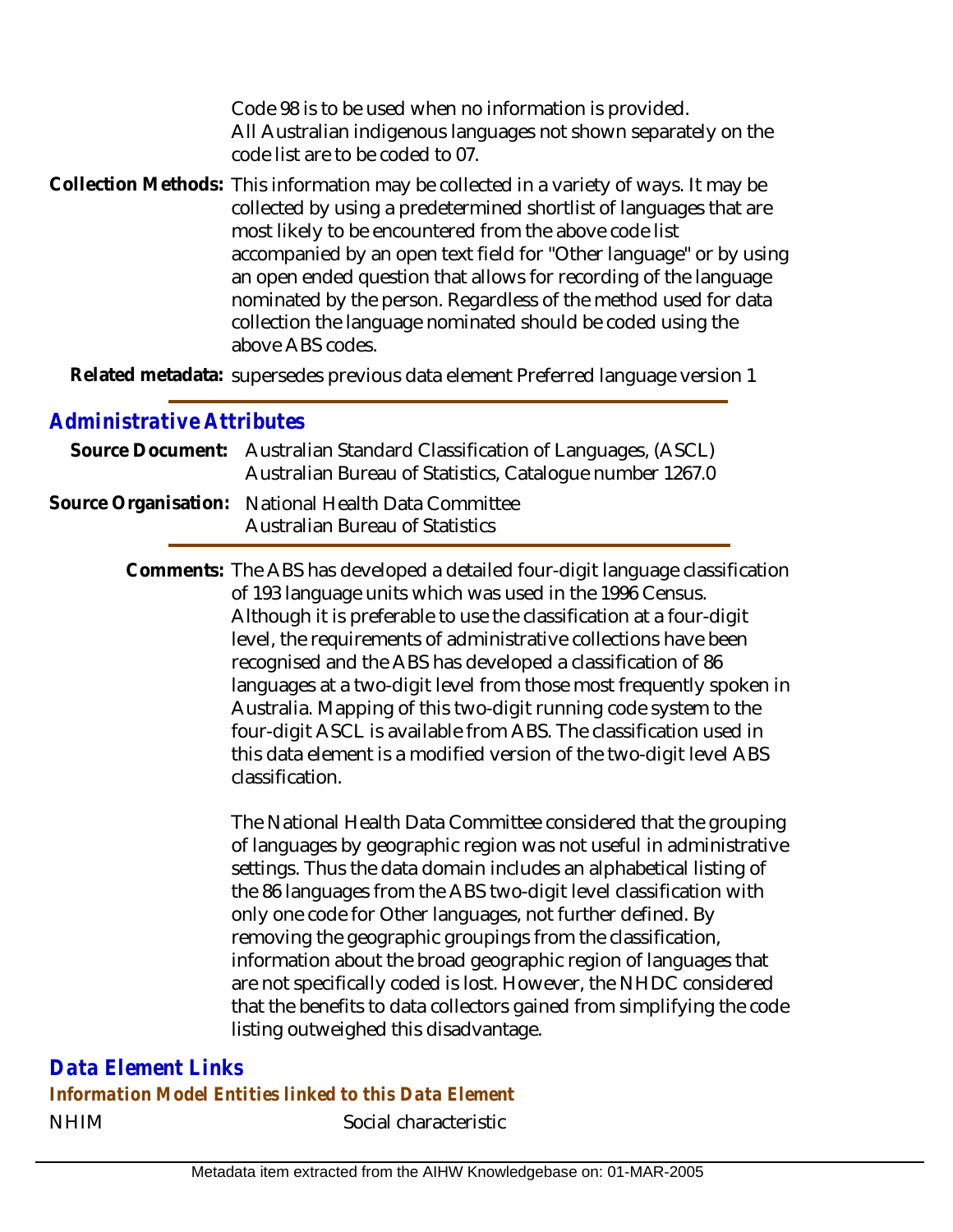Code 98 is to be used when no information is provided.
All Australian indigenous languages not shown separately on the code list are to be coded to 07.

**Collection Methods:** This information may be collected in a variety of ways. It may be collected by using a predetermined shortlist of languages that are most likely to be encountered from the above code list accompanied by an open text field for "Other language" or by using an open ended question that allows for recording of the language nominated by the person. Regardless of the method used for data collection the language nominated should be coded using the above ABS codes.

**Related metadata:** supersedes previous data element Preferred language version 1

## Administrative Attributes

**Source Document:** Australian Standard Classification of Languages, (ASCL) Australian Bureau of Statistics, Catalogue number 1267.0

**Source Organisation:** National Health Data Committee
Australian Bureau of Statistics

**Comments:** The ABS has developed a detailed four-digit language classification of 193 language units which was used in the 1996 Census. Although it is preferable to use the classification at a four-digit level, the requirements of administrative collections have been recognised and the ABS has developed a classification of 86 languages at a two-digit level from those most frequently spoken in Australia. Mapping of this two-digit running code system to the four-digit ASCL is available from ABS. The classification used in this data element is a modified version of the two-digit level ABS classification.

The National Health Data Committee considered that the grouping of languages by geographic region was not useful in administrative settings. Thus the data domain includes an alphabetical listing of the 86 languages from the ABS two-digit level classification with only one code for Other languages, not further defined. By removing the geographic groupings from the classification, information about the broad geographic region of languages that are not specifically coded is lost. However, the NHDC considered that the benefits to data collectors gained from simplifying the code listing outweighed this disadvantage.

## Data Element Links

### Information Model Entities linked to this Data Element

NHIM — Social characteristic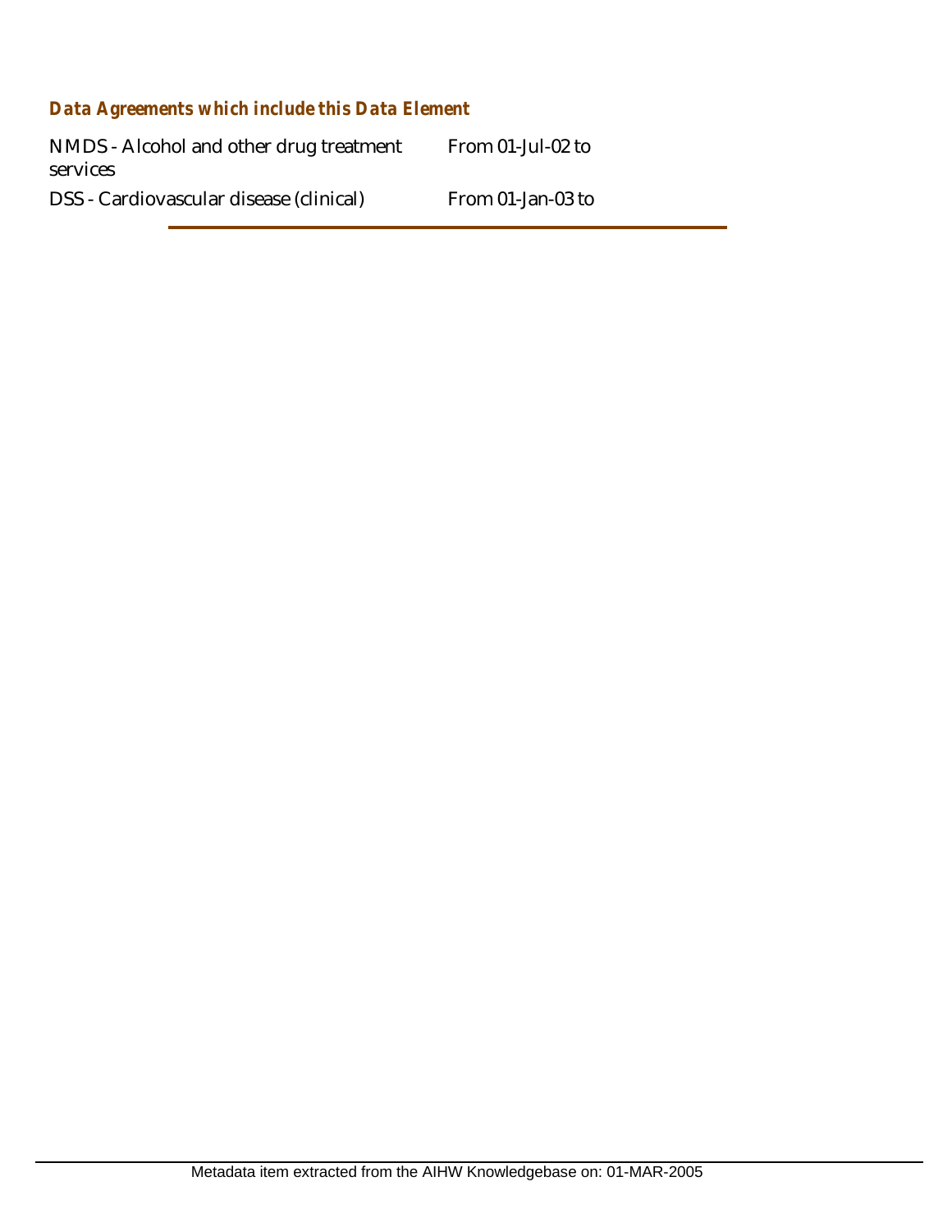### Data Agreements which include this Data Element

| | |
|---|---|
| NMDS - Alcohol and other drug treatment services | From 01-Jul-02 to |
| DSS - Cardiovascular disease (clinical) | From 01-Jan-03 to |